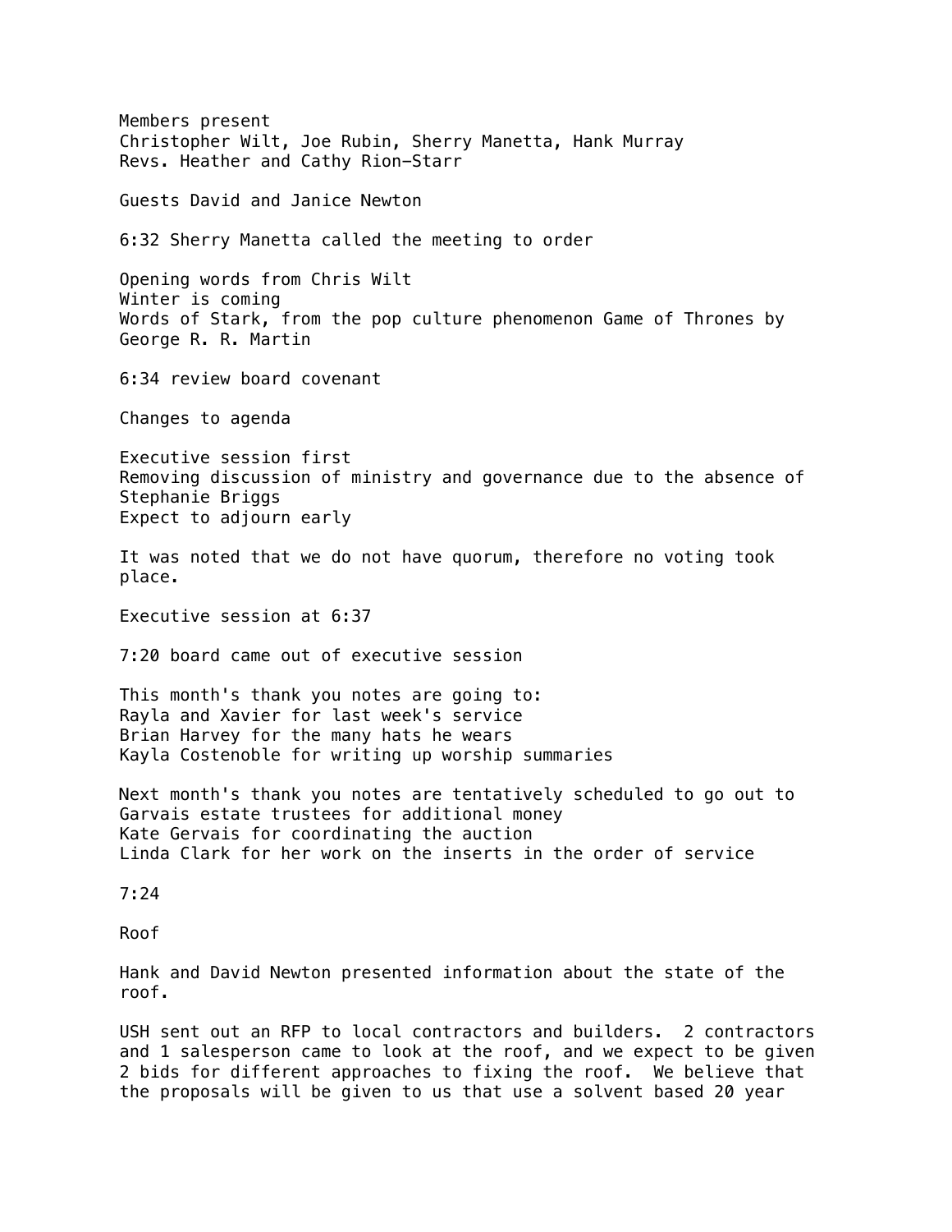Members present
Christopher Wilt, Joe Rubin, Sherry Manetta, Hank Murray
Revs. Heather and Cathy Rion-Starr

Guests David and Janice Newton

6:32 Sherry Manetta called the meeting to order

Opening words from Chris Wilt
Winter is coming
Words of Stark, from the pop culture phenomenon Game of Thrones by George R. R. Martin

6:34 review board covenant

Changes to agenda

Executive session first
Removing discussion of ministry and governance due to the absence of Stephanie Briggs
Expect to adjourn early

It was noted that we do not have quorum, therefore no voting took place.

Executive session at 6:37

7:20 board came out of executive session

This month's thank you notes are going to:
Rayla and Xavier for last week's service
Brian Harvey for the many hats he wears
Kayla Costenoble for writing up worship summaries

Next month's thank you notes are tentatively scheduled to go out to
Garvais estate trustees for additional money
Kate Gervais for coordinating the auction
Linda Clark for her work on the inserts in the order of service

7:24

Roof

Hank and David Newton presented information about the state of the roof.

USH sent out an RFP to local contractors and builders. 2 contractors and 1 salesperson came to look at the roof, and we expect to be given 2 bids for different approaches to fixing the roof. We believe that the proposals will be given to us that use a solvent based 20 year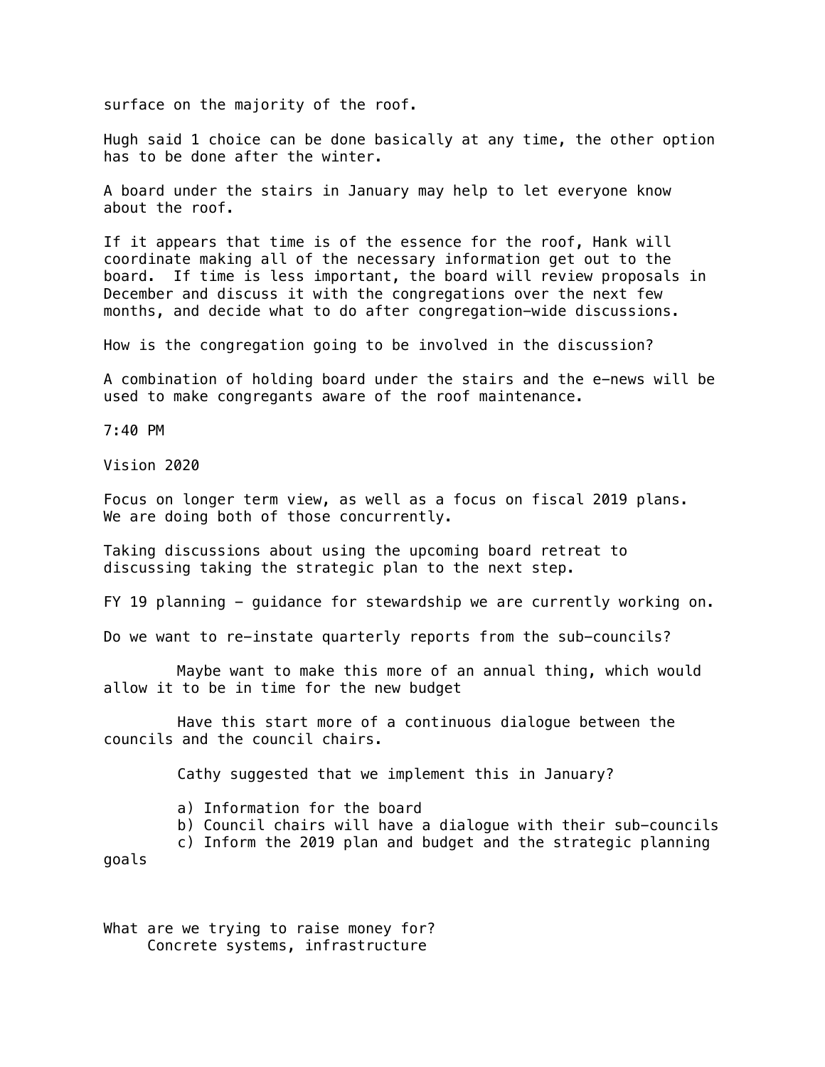surface on the majority of the roof.

Hugh said 1 choice can be done basically at any time, the other option has to be done after the winter.

A board under the stairs in January may help to let everyone know about the roof.

If it appears that time is of the essence for the roof, Hank will coordinate making all of the necessary information get out to the board. If time is less important, the board will review proposals in December and discuss it with the congregations over the next few months, and decide what to do after congregation-wide discussions.

How is the congregation going to be involved in the discussion?

A combination of holding board under the stairs and the e-news will be used to make congregants aware of the roof maintenance.

7:40 PM

Vision 2020

Focus on longer term view, as well as a focus on fiscal 2019 plans. We are doing both of those concurrently.

Taking discussions about using the upcoming board retreat to discussing taking the strategic plan to the next step.

FY 19 planning - guidance for stewardship we are currently working on.

Do we want to re-instate quarterly reports from the sub-councils?

Maybe want to make this more of an annual thing, which would allow it to be in time for the new budget

Have this start more of a continuous dialogue between the councils and the council chairs.

Cathy suggested that we implement this in January?

a) Information for the board
b) Council chairs will have a dialogue with their sub-councils
c) Inform the 2019 plan and budget and the strategic planning goals

What are we trying to raise money for?
Concrete systems, infrastructure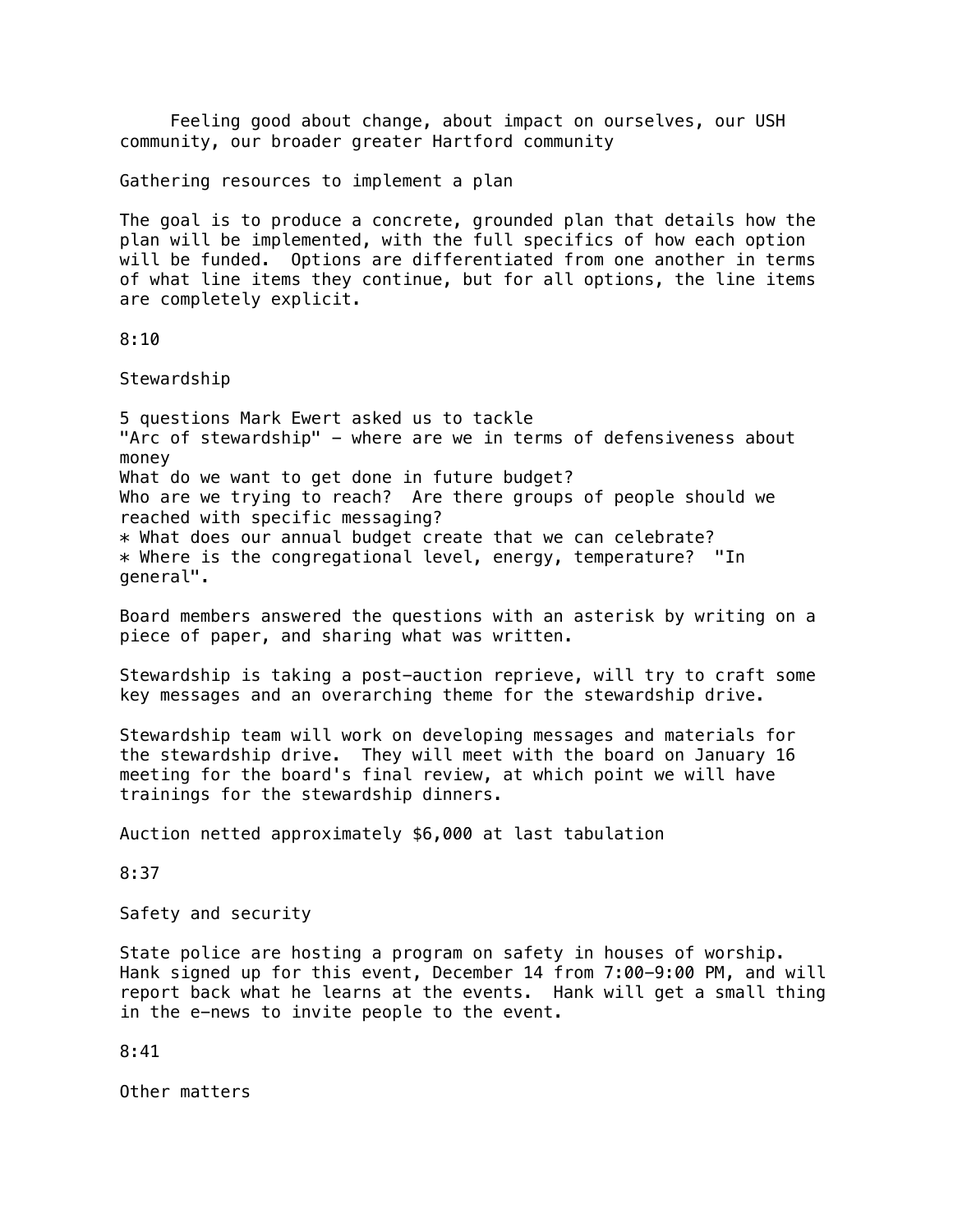Feeling good about change, about impact on ourselves, our USH community, our broader greater Hartford community

Gathering resources to implement a plan

The goal is to produce a concrete, grounded plan that details how the plan will be implemented, with the full specifics of how each option will be funded. Options are differentiated from one another in terms of what line items they continue, but for all options, the line items are completely explicit.

8:10

Stewardship

5 questions Mark Ewert asked us to tackle
"Arc of stewardship" - where are we in terms of defensiveness about money
What do we want to get done in future budget?
Who are we trying to reach? Are there groups of people should we reached with specific messaging?
* What does our annual budget create that we can celebrate?
* Where is the congregational level, energy, temperature? "In general".

Board members answered the questions with an asterisk by writing on a piece of paper, and sharing what was written.

Stewardship is taking a post-auction reprieve, will try to craft some key messages and an overarching theme for the stewardship drive.

Stewardship team will work on developing messages and materials for the stewardship drive. They will meet with the board on January 16 meeting for the board's final review, at which point we will have trainings for the stewardship dinners.

Auction netted approximately $6,000 at last tabulation

8:37

Safety and security

State police are hosting a program on safety in houses of worship. Hank signed up for this event, December 14 from 7:00-9:00 PM, and will report back what he learns at the events. Hank will get a small thing in the e-news to invite people to the event.

8:41

Other matters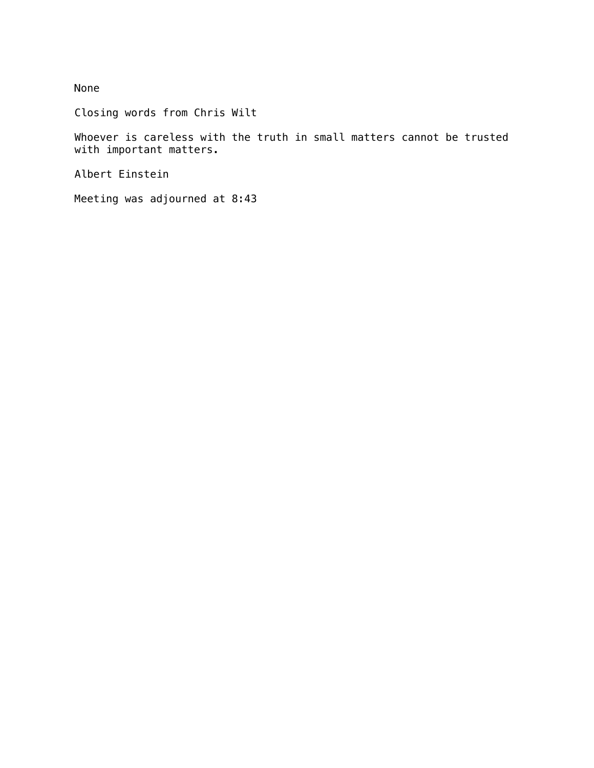None

Closing words from Chris Wilt

Whoever is careless with the truth in small matters cannot be trusted with important matters.

Albert Einstein

Meeting was adjourned at 8:43